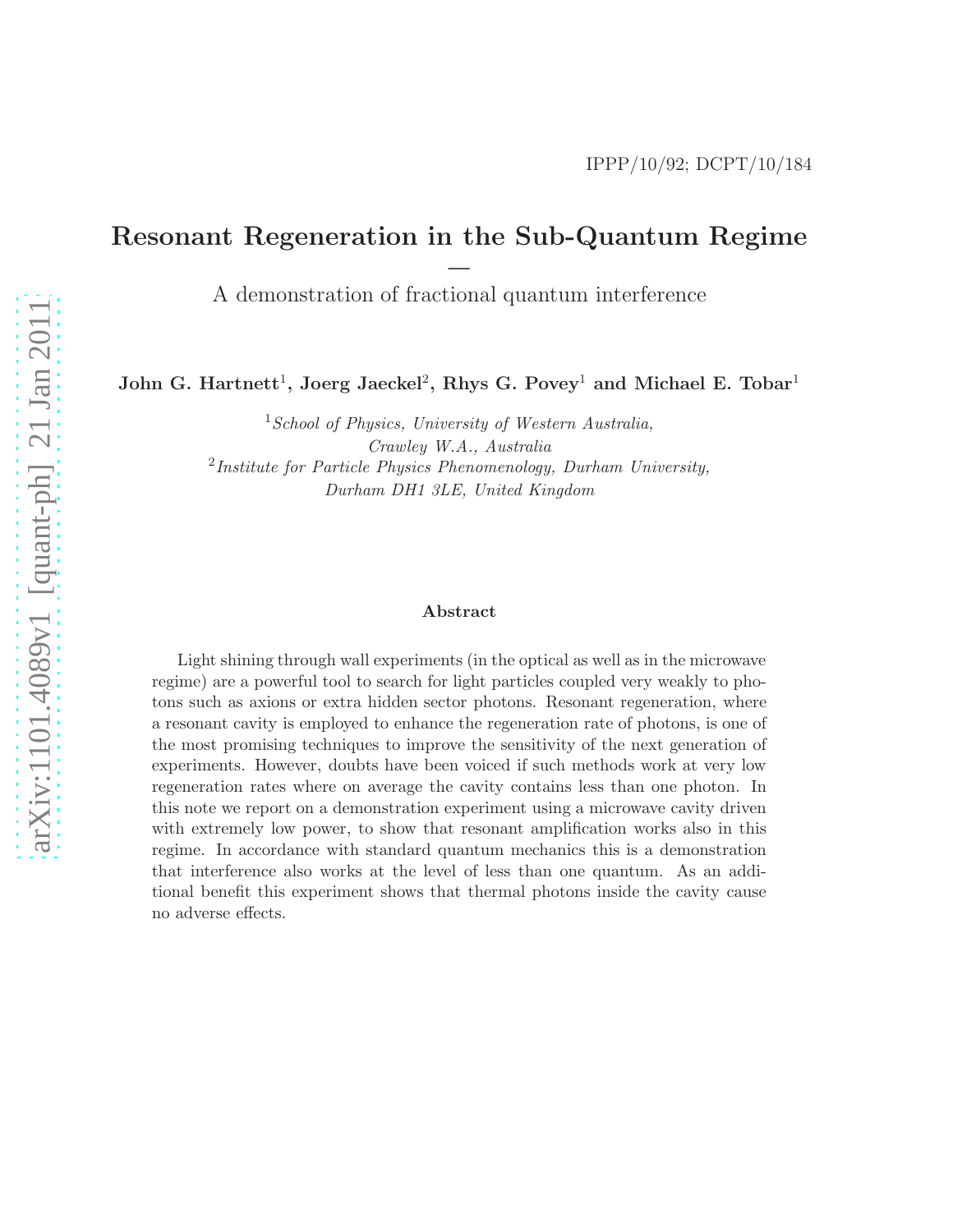IPPP/10/92; DCPT/10/184

# Resonant Regeneration in the Sub-Quantum Regime — A demonstration of fractional quantum interference

**John G. Hartnett**[1], **Joerg Jaeckel**[2], **Rhys G. Povey**[1] **and Michael E. Tobar**[1]

[1] *School of Physics, University of Western Australia, Crawley W.A., Australia*

[2] *Institute for Particle Physics Phenomenology, Durham University, Durham DH1 3LE, United Kingdom*

### Abstract

Light shining through wall experiments (in the optical as well as in the microwave regime) are a powerful tool to search for light particles coupled very weakly to photons such as axions or extra hidden sector photons. Resonant regeneration, where a resonant cavity is employed to enhance the regeneration rate of photons, is one of the most promising techniques to improve the sensitivity of the next generation of experiments. However, doubts have been voiced if such methods work at very low regeneration rates where on average the cavity contains less than one photon. In this note we report on a demonstration experiment using a microwave cavity driven with extremely low power, to show that resonant amplification works also in this regime. In accordance with standard quantum mechanics this is a demonstration that interference also works at the level of less than one quantum. As an additional benefit this experiment shows that thermal photons inside the cavity cause no adverse effects.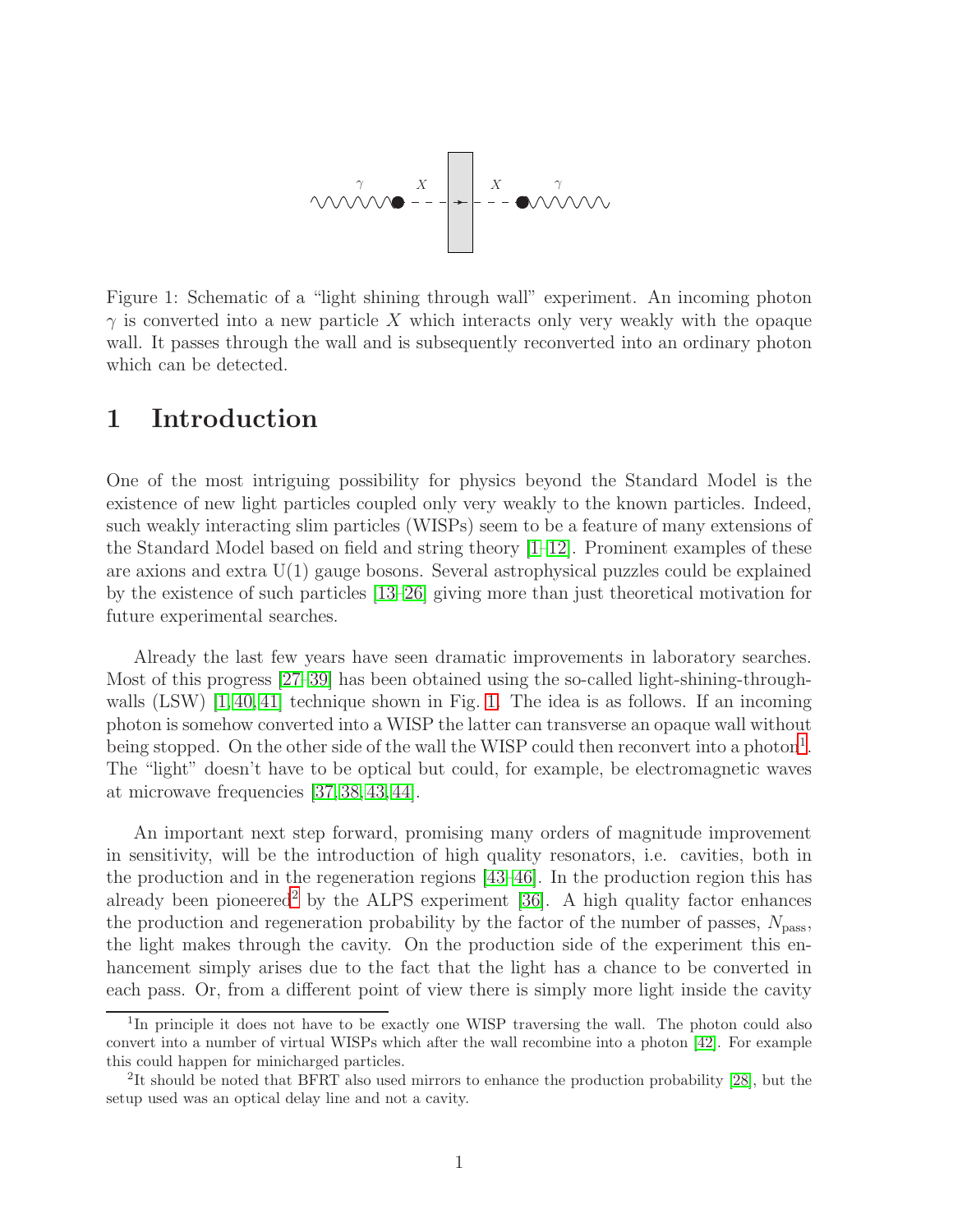Figure 1: Schematic of a "light shining through wall" experiment. An incoming photon $\gamma$ is converted into a new particle $X$ which interacts only very weakly with the opaque wall. It passes through the wall and is subsequently reconverted into an ordinary photon which can be detected.

# 1 Introduction

One of the most intriguing possibility for physics beyond the Standard Model is the existence of new light particles coupled only very weakly to the known particles. Indeed, such weakly interacting slim particles (WISPs) seem to be a feature of many extensions of the Standard Model based on field and string theory [1–12]. Prominent examples of these are axions and extra U(1) gauge bosons. Several astrophysical puzzles could be explained by the existence of such particles [13–26] giving more than just theoretical motivation for future experimental searches.

Already the last few years have seen dramatic improvements in laboratory searches. Most of this progress [27–39] has been obtained using the so-called light-shining-through-walls (LSW) [1,40,41] technique shown in Fig. 1. The idea is as follows. If an incoming photon is somehow converted into a WISP the latter can transverse an opaque wall without being stopped. On the other side of the wall the WISP could then reconvert into a photon[1]. The "light" doesn't have to be optical but could, for example, be electromagnetic waves at microwave frequencies [37,38,43,44].

An important next step forward, promising many orders of magnitude improvement in sensitivity, will be the introduction of high quality resonators, i.e. cavities, both in the production and in the regeneration regions [43–46]. In the production region this has already been pioneered[2] by the ALPS experiment [36]. A high quality factor enhances the production and regeneration probability by the factor of the number of passes, $N_{\rm pass}$, the light makes through the cavity. On the production side of the experiment this enhancement simply arises due to the fact that the light has a chance to be converted in each pass. Or, from a different point of view there is simply more light inside the cavity

[1] In principle it does not have to be exactly one WISP traversing the wall. The photon could also convert into a number of virtual WISPs which after the wall recombine into a photon [42]. For example this could happen for minicharged particles.

[2] It should be noted that BFRT also used mirrors to enhance the production probability [28], but the setup used was an optical delay line and not a cavity.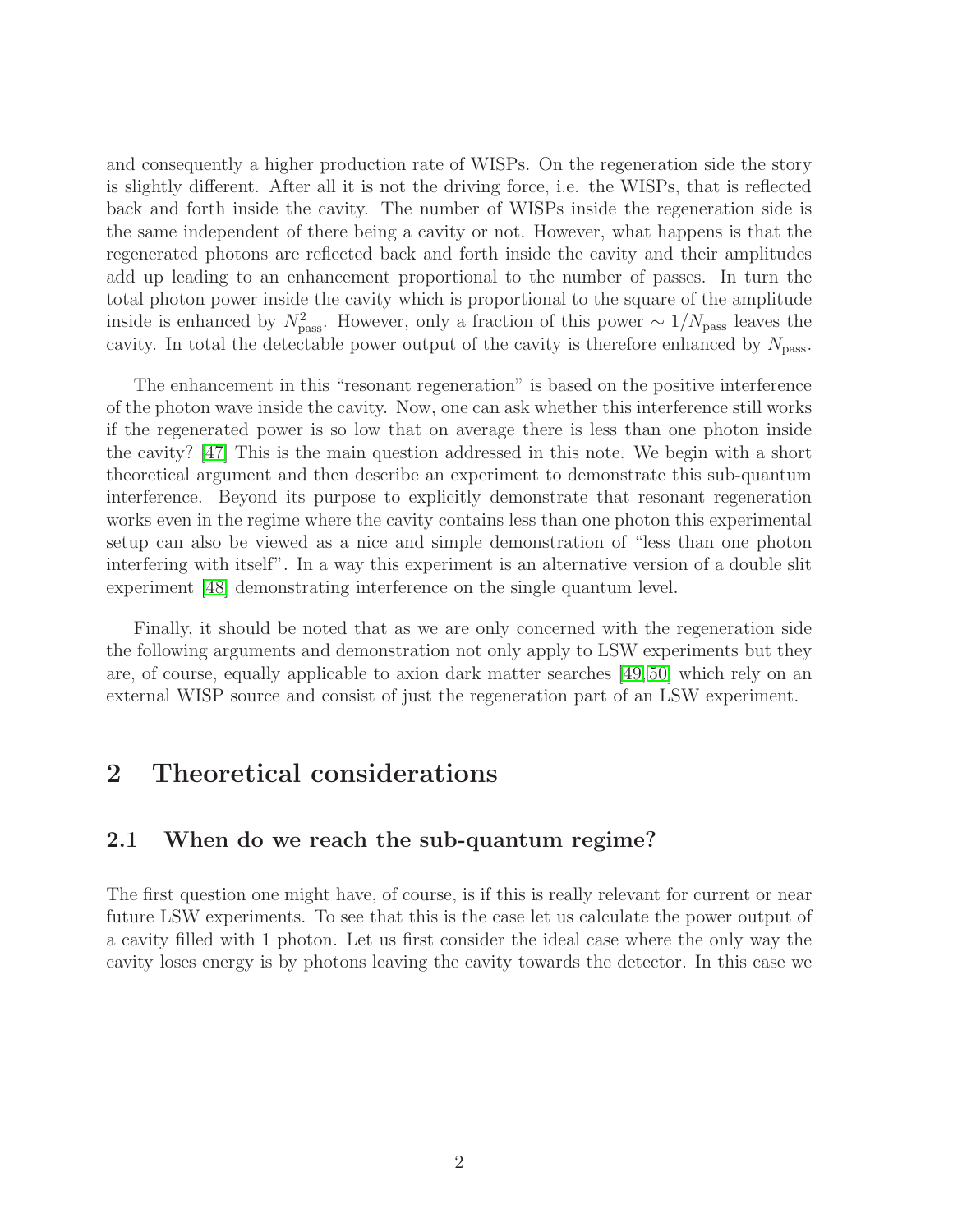and consequently a higher production rate of WISPs. On the regeneration side the story is slightly different. After all it is not the driving force, i.e. the WISPs, that is reflected back and forth inside the cavity. The number of WISPs inside the regeneration side is the same independent of there being a cavity or not. However, what happens is that the regenerated photons are reflected back and forth inside the cavity and their amplitudes add up leading to an enhancement proportional to the number of passes. In turn the total photon power inside the cavity which is proportional to the square of the amplitude inside is enhanced by $N_{\rm pass}^2$. However, only a fraction of this power $\sim 1/N_{\rm pass}$ leaves the cavity. In total the detectable power output of the cavity is therefore enhanced by $N_{\rm pass}$.

The enhancement in this "resonant regeneration" is based on the positive interference of the photon wave inside the cavity. Now, one can ask whether this interference still works if the regenerated power is so low that on average there is less than one photon inside the cavity? [47] This is the main question addressed in this note. We begin with a short theoretical argument and then describe an experiment to demonstrate this sub-quantum interference. Beyond its purpose to explicitly demonstrate that resonant regeneration works even in the regime where the cavity contains less than one photon this experimental setup can also be viewed as a nice and simple demonstration of "less than one photon interfering with itself". In a way this experiment is an alternative version of a double slit experiment [48] demonstrating interference on the single quantum level.

Finally, it should be noted that as we are only concerned with the regeneration side the following arguments and demonstration not only apply to LSW experiments but they are, of course, equally applicable to axion dark matter searches [49,50] which rely on an external WISP source and consist of just the regeneration part of an LSW experiment.

## 2 Theoretical considerations

### 2.1 When do we reach the sub-quantum regime?

The first question one might have, of course, is if this is really relevant for current or near future LSW experiments. To see that this is the case let us calculate the power output of a cavity filled with 1 photon. Let us first consider the ideal case where the only way the cavity loses energy is by photons leaving the cavity towards the detector. In this case we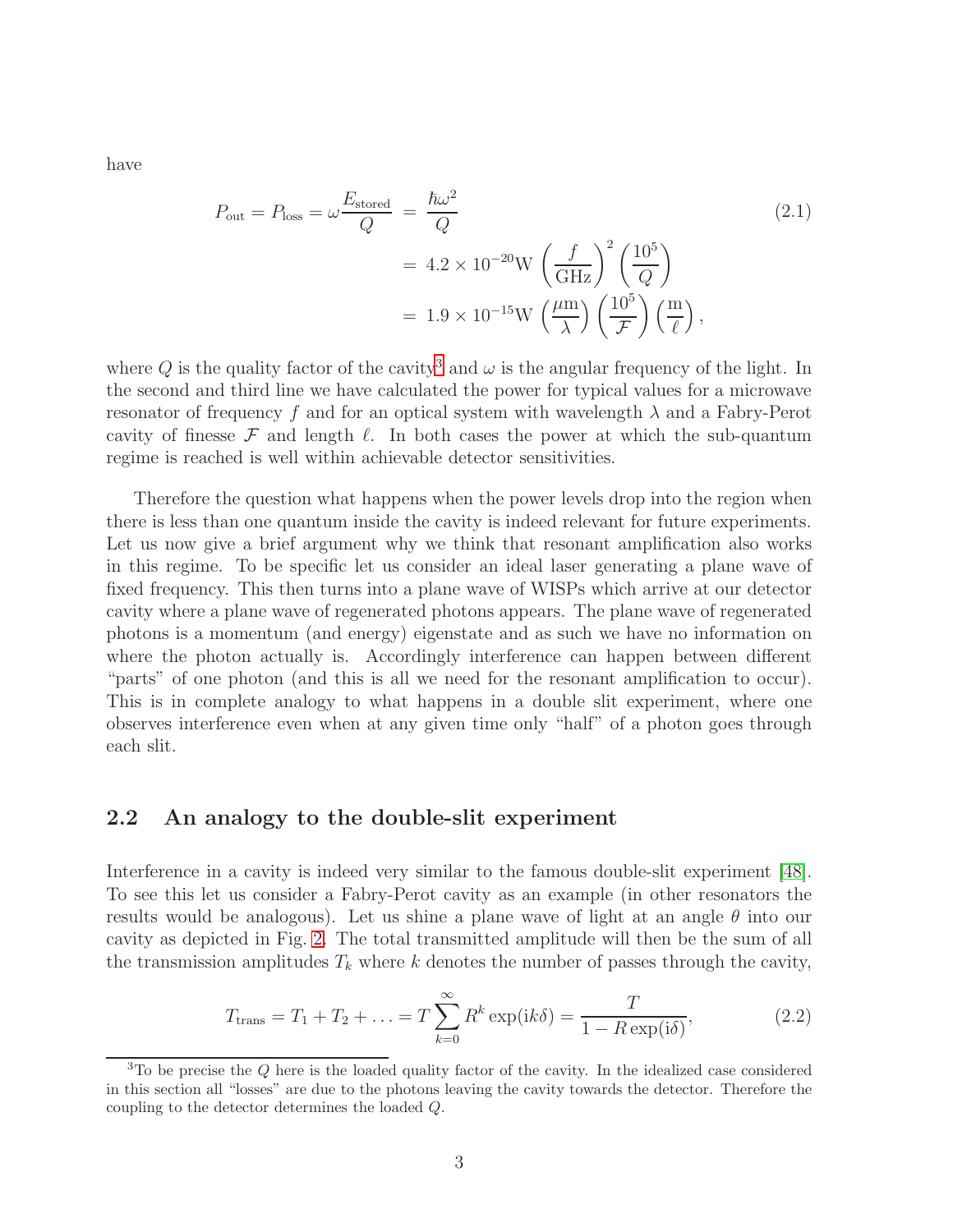have

$$
\begin{aligned}
P_{\rm out} = P_{\rm loss} = \omega \frac{E_{\rm stored}}{Q} &= \frac{\hbar\omega^2}{Q} \\
&= 4.2 \times 10^{-20}{\rm W} \left(\frac{f}{\rm GHz}\right)^2 \left(\frac{10^5}{Q}\right) \\
&= 1.9 \times 10^{-15}{\rm W} \left(\frac{\mu{\rm m}}{\lambda}\right) \left(\frac{10^5}{\mathcal{F}}\right) \left(\frac{\rm m}{\ell}\right),
\end{aligned}
\tag{2.1}
$$

where $Q$ is the quality factor of the cavity[3] and $\omega$ is the angular frequency of the light. In the second and third line we have calculated the power for typical values for a microwave resonator of frequency $f$ and for an optical system with wavelength $\lambda$ and a Fabry-Perot cavity of finesse $\mathcal{F}$ and length $\ell$. In both cases the power at which the sub-quantum regime is reached is well within achievable detector sensitivities.

Therefore the question what happens when the power levels drop into the region when there is less than one quantum inside the cavity is indeed relevant for future experiments. Let us now give a brief argument why we think that resonant amplification also works in this regime. To be specific let us consider an ideal laser generating a plane wave of fixed frequency. This then turns into a plane wave of WISPs which arrive at our detector cavity where a plane wave of regenerated photons appears. The plane wave of regenerated photons is a momentum (and energy) eigenstate and as such we have no information on where the photon actually is. Accordingly interference can happen between different "parts" of one photon (and this is all we need for the resonant amplification to occur). This is in complete analogy to what happens in a double slit experiment, where one observes interference even when at any given time only "half" of a photon goes through each slit.

## 2.2 An analogy to the double-slit experiment

Interference in a cavity is indeed very similar to the famous double-slit experiment [48]. To see this let us consider a Fabry-Perot cavity as an example (in other resonators the results would be analogous). Let us shine a plane wave of light at an angle $\theta$ into our cavity as depicted in Fig. 2. The total transmitted amplitude will then be the sum of all the transmission amplitudes $T_k$ where $k$ denotes the number of passes through the cavity,

$$
T_{\rm trans} = T_1 + T_2 + \ldots = T \sum_{k=0}^{\infty} R^k \exp({\rm i}k\delta) = \frac{T}{1 - R\exp({\rm i}\delta)},
\tag{2.2}
$$

[3] To be precise the $Q$ here is the loaded quality factor of the cavity. In the idealized case considered in this section all "losses" are due to the photons leaving the cavity towards the detector. Therefore the coupling to the detector determines the loaded $Q$.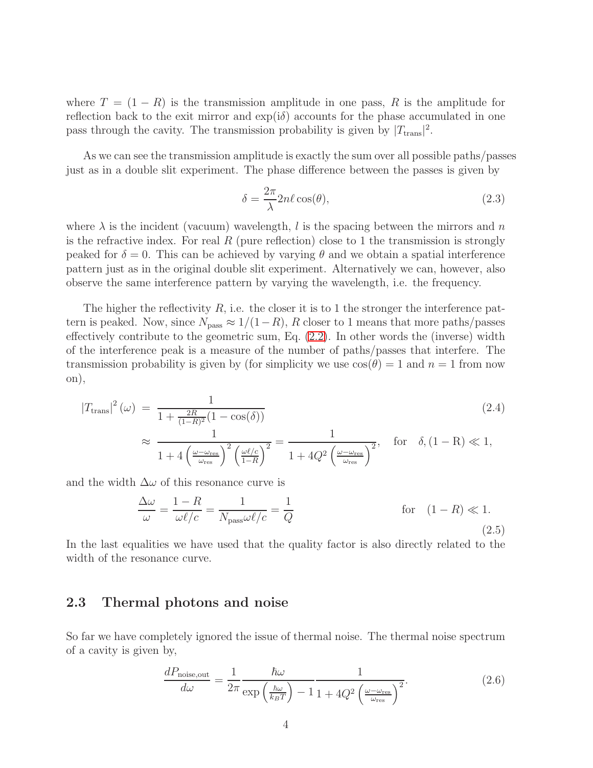where $T = (1 - R)$ is the transmission amplitude in one pass, $R$ is the amplitude for reflection back to the exit mirror and $\exp(\mathrm{i}\delta)$ accounts for the phase accumulated in one pass through the cavity. The transmission probability is given by $|T_{\mathrm{trans}}|^2$.

As we can see the transmission amplitude is exactly the sum over all possible paths/passes just as in a double slit experiment. The phase difference between the passes is given by

$$\delta = \frac{2\pi}{\lambda} 2n\ell\cos(\theta), \tag{2.3}$$

where $\lambda$ is the incident (vacuum) wavelength, $l$ is the spacing between the mirrors and $n$ is the refractive index. For real $R$ (pure reflection) close to 1 the transmission is strongly peaked for $\delta = 0$. This can be achieved by varying $\theta$ and we obtain a spatial interference pattern just as in the original double slit experiment. Alternatively we can, however, also observe the same interference pattern by varying the wavelength, i.e. the frequency.

The higher the reflectivity $R$, i.e. the closer it is to 1 the stronger the interference pattern is peaked. Now, since $N_{\mathrm{pass}} \approx 1/(1-R)$, $R$ closer to 1 means that more paths/passes effectively contribute to the geometric sum, Eq. (2.2). In other words the (inverse) width of the interference peak is a measure of the number of paths/passes that interfere. The transmission probability is given by (for simplicity we use $\cos(\theta) = 1$ and $n = 1$ from now on),

$$
\begin{aligned}
|T_{\mathrm{trans}}|^2(\omega) &= \frac{1}{1 + \frac{2R}{(1-R)^2}(1 - \cos(\delta))} \qquad (2.4)\\
&\approx \frac{1}{1 + 4\left(\frac{\omega - \omega_{\mathrm{res}}}{\omega_{\mathrm{res}}}\right)^2 \left(\frac{\omega\ell/c}{1-R}\right)^2} = \frac{1}{1 + 4Q^2\left(\frac{\omega - \omega_{\mathrm{res}}}{\omega_{\mathrm{res}}}\right)^2}, \quad \text{for} \quad \delta, (1-\mathrm{R}) \ll 1,
\end{aligned}
$$

and the width $\Delta\omega$ of this resonance curve is

$$\frac{\Delta\omega}{\omega} = \frac{1-R}{\omega\ell/c} = \frac{1}{N_{\mathrm{pass}}\omega\ell/c} = \frac{1}{Q} \qquad \text{for} \quad (1-R) \ll 1. \tag{2.5}$$

In the last equalities we have used that the quality factor is also directly related to the width of the resonance curve.

## 2.3 Thermal photons and noise

So far we have completely ignored the issue of thermal noise. The thermal noise spectrum of a cavity is given by,

$$\frac{dP_{\mathrm{noise,out}}}{d\omega} = \frac{1}{2\pi} \frac{\hbar\omega}{\exp\left(\frac{\hbar\omega}{k_B T}\right) - 1} \frac{1}{1 + 4Q^2\left(\frac{\omega - \omega_{\mathrm{res}}}{\omega_{\mathrm{res}}}\right)^2}. \tag{2.6}$$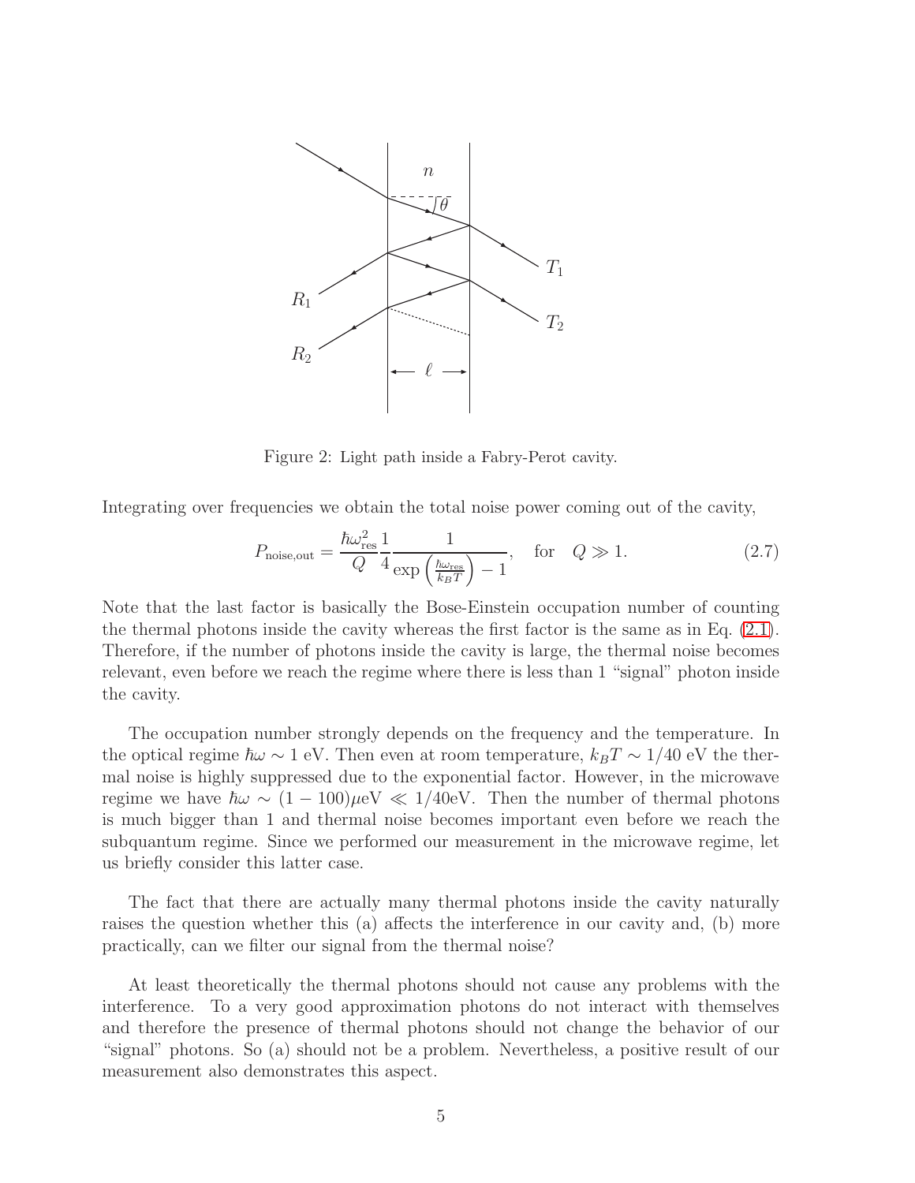Figure 2: Light path inside a Fabry-Perot cavity.

Integrating over frequencies we obtain the total noise power coming out of the cavity,

$$P_{\rm noise,out} = \frac{\hbar\omega_{\rm res}^2}{Q}\frac{1}{4}\frac{1}{\exp\left(\frac{\hbar\omega_{\rm res}}{k_B T}\right)-1}, \quad \text{for} \quad Q \gg 1. \tag{2.7}$$

Note that the last factor is basically the Bose-Einstein occupation number of counting the thermal photons inside the cavity whereas the first factor is the same as in Eq. (2.1). Therefore, if the number of photons inside the cavity is large, the thermal noise becomes relevant, even before we reach the regime where there is less than 1 "signal" photon inside the cavity.

The occupation number strongly depends on the frequency and the temperature. In the optical regime $\hbar\omega \sim 1$ eV. Then even at room temperature, $k_B T \sim 1/40$ eV the thermal noise is highly suppressed due to the exponential factor. However, in the microwave regime we have $\hbar\omega \sim (1-100)\mu$eV $\ll 1/40$eV. Then the number of thermal photons is much bigger than 1 and thermal noise becomes important even before we reach the subquantum regime. Since we performed our measurement in the microwave regime, let us briefly consider this latter case.

The fact that there are actually many thermal photons inside the cavity naturally raises the question whether this (a) affects the interference in our cavity and, (b) more practically, can we filter our signal from the thermal noise?

At least theoretically the thermal photons should not cause any problems with the interference. To a very good approximation photons do not interact with themselves and therefore the presence of thermal photons should not change the behavior of our "signal" photons. So (a) should not be a problem. Nevertheless, a positive result of our measurement also demonstrates this aspect.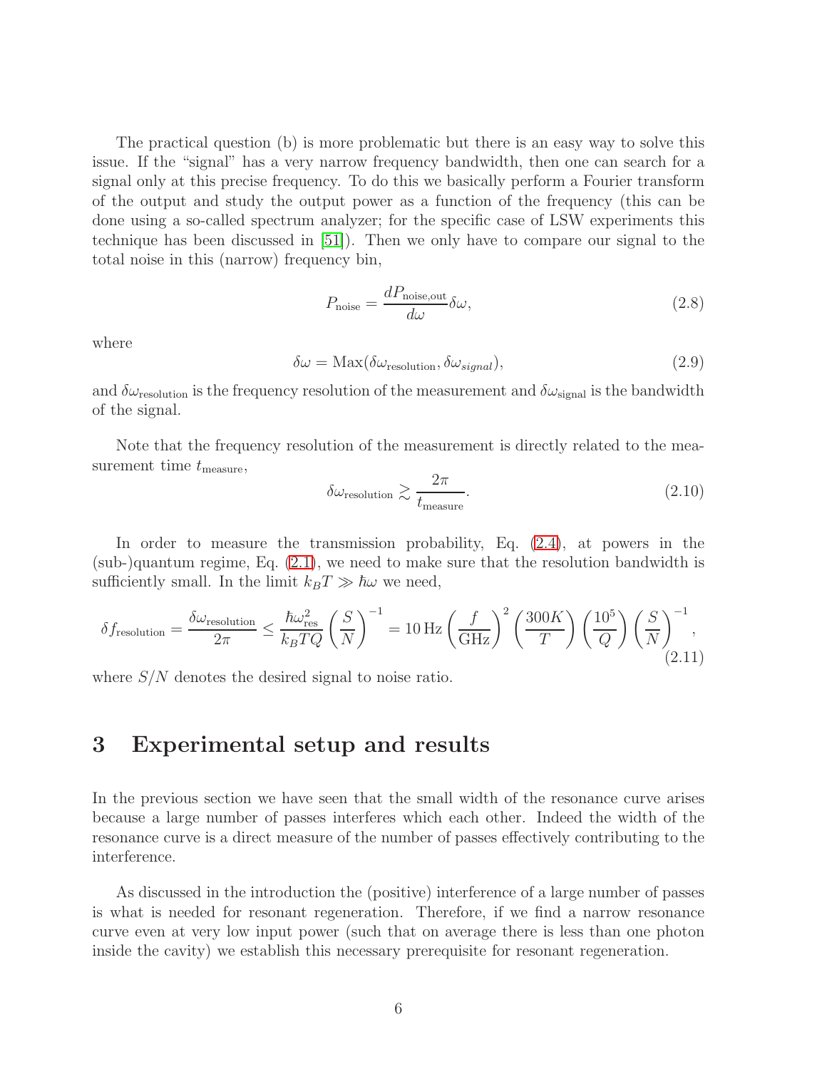The practical question (b) is more problematic but there is an easy way to solve this issue. If the "signal" has a very narrow frequency bandwidth, then one can search for a signal only at this precise frequency. To do this we basically perform a Fourier transform of the output and study the output power as a function of the frequency (this can be done using a so-called spectrum analyzer; for the specific case of LSW experiments this technique has been discussed in [51]). Then we only have to compare our signal to the total noise in this (narrow) frequency bin,

$$P_{\rm noise} = \frac{dP_{\rm noise,out}}{d\omega}\delta\omega, \tag{2.8}$$

where

$$\delta\omega = {\rm Max}(\delta\omega_{\rm resolution}, \delta\omega_{signal}), \tag{2.9}$$

and $\delta\omega_{\rm resolution}$ is the frequency resolution of the measurement and $\delta\omega_{\rm signal}$ is the bandwidth of the signal.

Note that the frequency resolution of the measurement is directly related to the measurement time $t_{\rm measure}$,

$$\delta\omega_{\rm resolution} \gtrsim \frac{2\pi}{t_{\rm measure}}. \tag{2.10}$$

In order to measure the transmission probability, Eq. (2.4), at powers in the (sub-)quantum regime, Eq. (2.1), we need to make sure that the resolution bandwidth is sufficiently small. In the limit $k_B T \gg \hbar\omega$ we need,

$$\delta f_{\rm resolution} = \frac{\delta\omega_{\rm resolution}}{2\pi} \leq \frac{\hbar\omega_{\rm res}^2}{k_B T Q}\left(\frac{S}{N}\right)^{-1} = 10\,{\rm Hz}\left(\frac{f}{\rm GHz}\right)^2\left(\frac{300K}{T}\right)\left(\frac{10^5}{Q}\right)\left(\frac{S}{N}\right)^{-1}, \tag{2.11}$$

where $S/N$ denotes the desired signal to noise ratio.

# 3 Experimental setup and results

In the previous section we have seen that the small width of the resonance curve arises because a large number of passes interferes which each other. Indeed the width of the resonance curve is a direct measure of the number of passes effectively contributing to the interference.

As discussed in the introduction the (positive) interference of a large number of passes is what is needed for resonant regeneration. Therefore, if we find a narrow resonance curve even at very low input power (such that on average there is less than one photon inside the cavity) we establish this necessary prerequisite for resonant regeneration.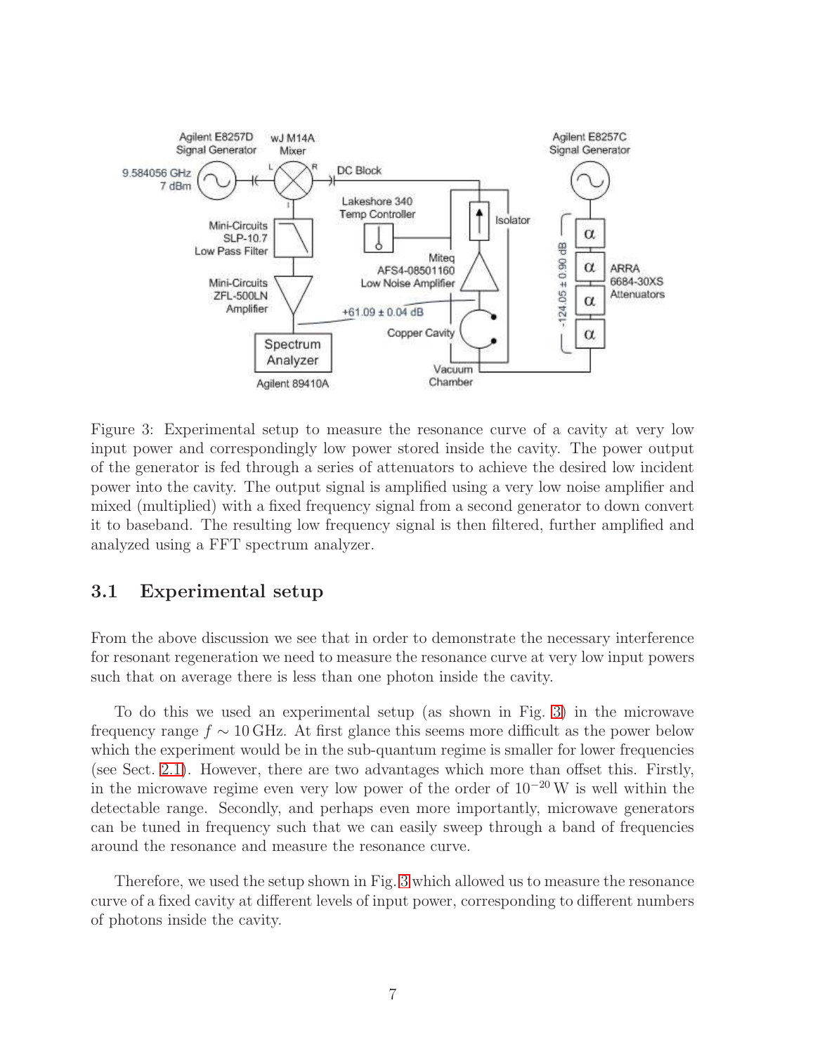Figure 3: Experimental setup to measure the resonance curve of a cavity at very low input power and correspondingly low power stored inside the cavity. The power output of the generator is fed through a series of attenuators to achieve the desired low incident power into the cavity. The output signal is amplified using a very low noise amplifier and mixed (multiplied) with a fixed frequency signal from a second generator to down convert it to baseband. The resulting low frequency signal is then filtered, further amplified and analyzed using a FFT spectrum analyzer.

## 3.1 Experimental setup

From the above discussion we see that in order to demonstrate the necessary interference for resonant regeneration we need to measure the resonance curve at very low input powers such that on average there is less than one photon inside the cavity.

To do this we used an experimental setup (as shown in Fig. 3) in the microwave frequency range $f \sim 10\,\text{GHz}$. At first glance this seems more difficult as the power below which the experiment would be in the sub-quantum regime is smaller for lower frequencies (see Sect. 2.1). However, there are two advantages which more than offset this. Firstly, in the microwave regime even very low power of the order of $10^{-20}\,\text{W}$ is well within the detectable range. Secondly, and perhaps even more importantly, microwave generators can be tuned in frequency such that we can easily sweep through a band of frequencies around the resonance and measure the resonance curve.

Therefore, we used the setup shown in Fig. 3 which allowed us to measure the resonance curve of a fixed cavity at different levels of input power, corresponding to different numbers of photons inside the cavity.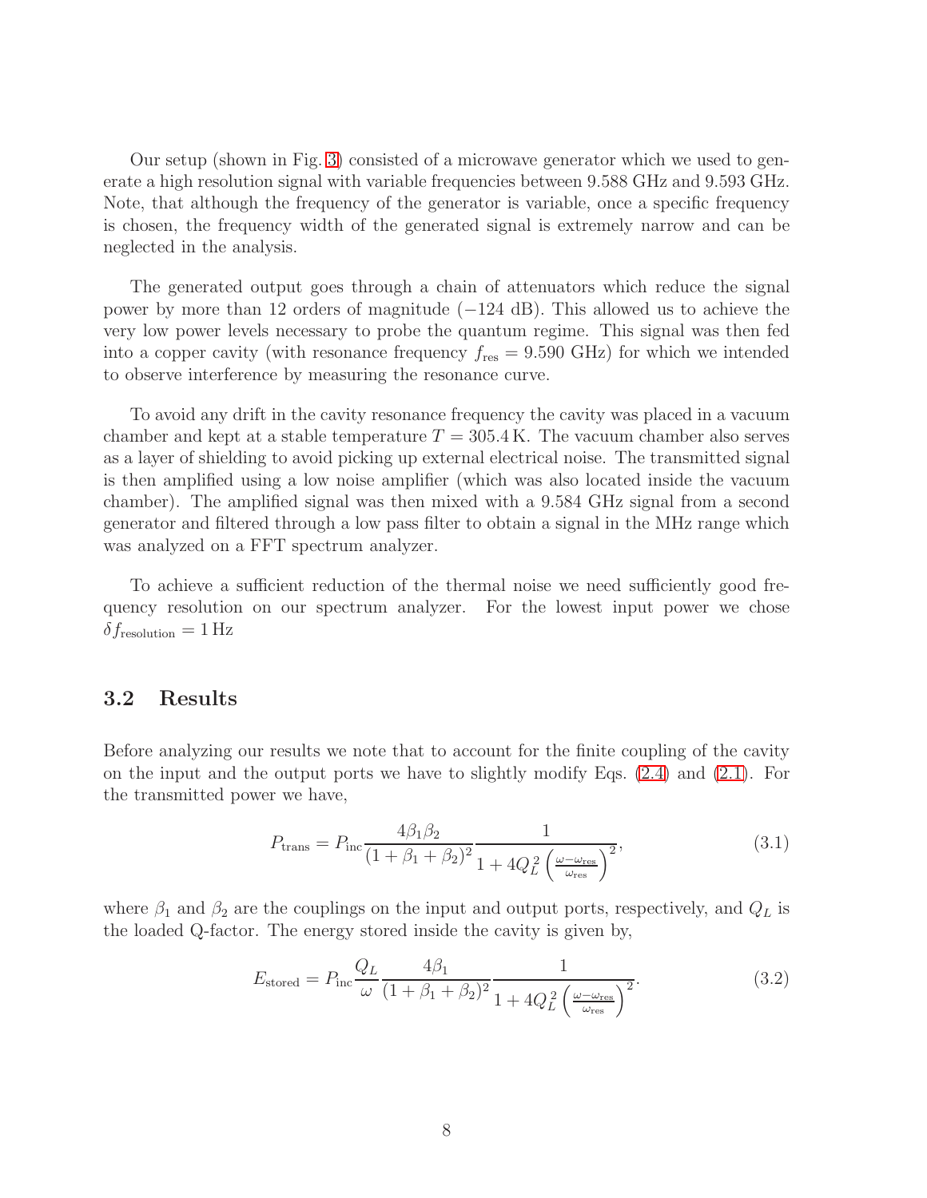Our setup (shown in Fig. 3) consisted of a microwave generator which we used to generate a high resolution signal with variable frequencies between 9.588 GHz and 9.593 GHz. Note, that although the frequency of the generator is variable, once a specific frequency is chosen, the frequency width of the generated signal is extremely narrow and can be neglected in the analysis.

The generated output goes through a chain of attenuators which reduce the signal power by more than 12 orders of magnitude (−124 dB). This allowed us to achieve the very low power levels necessary to probe the quantum regime. This signal was then fed into a copper cavity (with resonance frequency $f_{\text{res}} = 9.590$ GHz) for which we intended to observe interference by measuring the resonance curve.

To avoid any drift in the cavity resonance frequency the cavity was placed in a vacuum chamber and kept at a stable temperature $T = 305.4\,\text{K}$. The vacuum chamber also serves as a layer of shielding to avoid picking up external electrical noise. The transmitted signal is then amplified using a low noise amplifier (which was also located inside the vacuum chamber). The amplified signal was then mixed with a 9.584 GHz signal from a second generator and filtered through a low pass filter to obtain a signal in the MHz range which was analyzed on a FFT spectrum analyzer.

To achieve a sufficient reduction of the thermal noise we need sufficiently good frequency resolution on our spectrum analyzer. For the lowest input power we chose $\delta f_{\text{resolution}} = 1\,\text{Hz}$

## 3.2 Results

Before analyzing our results we note that to account for the finite coupling of the cavity on the input and the output ports we have to slightly modify Eqs. (2.4) and (2.1). For the transmitted power we have,

$$P_{\text{trans}} = P_{\text{inc}} \frac{4\beta_1\beta_2}{(1+\beta_1+\beta_2)^2} \frac{1}{1 + 4Q_L^2 \left(\frac{\omega-\omega_{\text{res}}}{\omega_{\text{res}}}\right)^2}, \tag{3.1}$$

where $\beta_1$ and $\beta_2$ are the couplings on the input and output ports, respectively, and $Q_L$ is the loaded Q-factor. The energy stored inside the cavity is given by,

$$E_{\text{stored}} = P_{\text{inc}} \frac{Q_L}{\omega} \frac{4\beta_1}{(1+\beta_1+\beta_2)^2} \frac{1}{1 + 4Q_L^2 \left(\frac{\omega-\omega_{\text{res}}}{\omega_{\text{res}}}\right)^2}. \tag{3.2}$$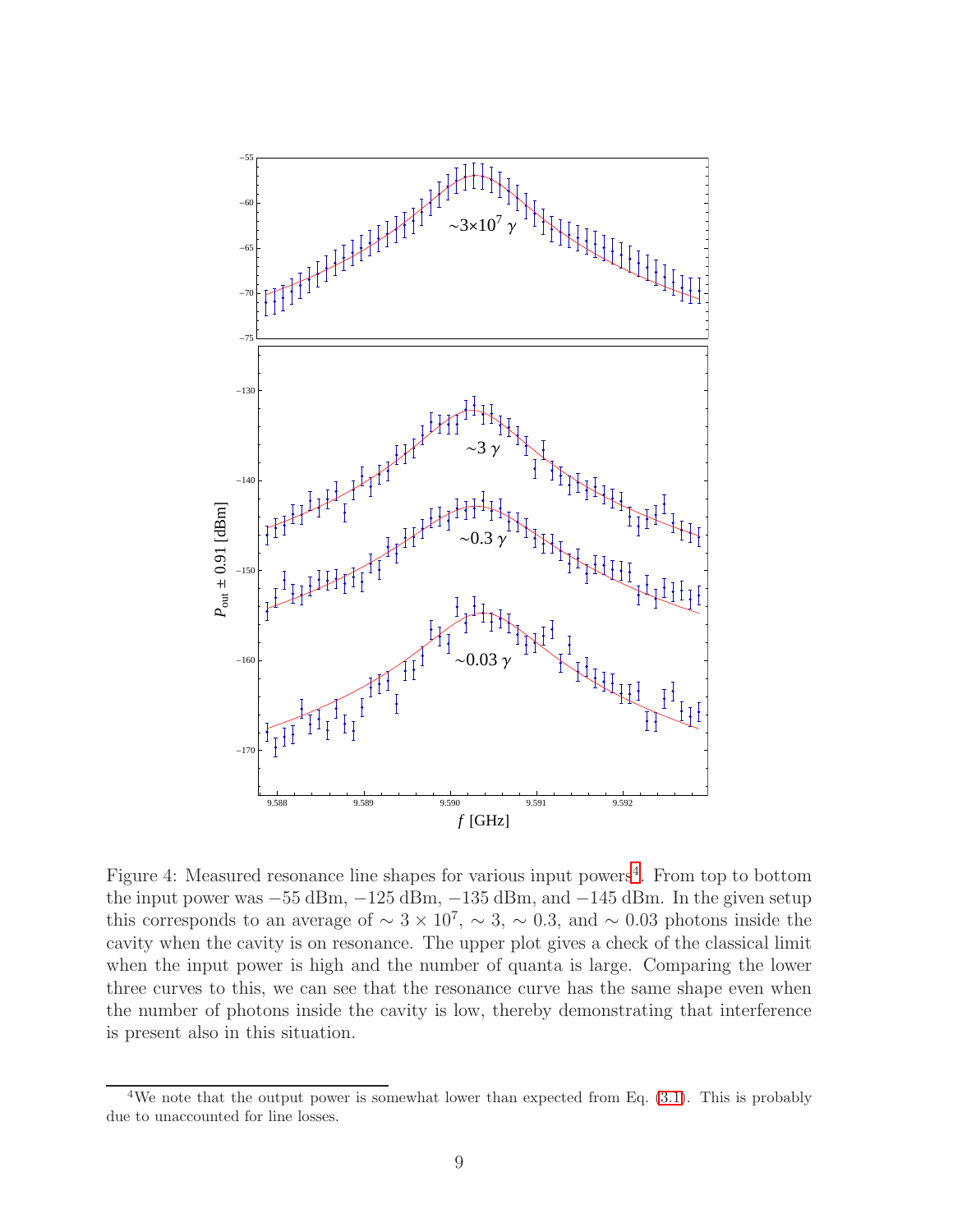Figure 4: Measured resonance line shapes for various input powers[4]. From top to bottom the input power was −55 dBm, −125 dBm, −135 dBm, and −145 dBm. In the given setup this corresponds to an average of $\sim 3 \times 10^7$, $\sim 3$, $\sim 0.3$, and $\sim 0.03$ photons inside the cavity when the cavity is on resonance. The upper plot gives a check of the classical limit when the input power is high and the number of quanta is large. Comparing the lower three curves to this, we can see that the resonance curve has the same shape even when the number of photons inside the cavity is low, thereby demonstrating that interference is present also in this situation.

[4] We note that the output power is somewhat lower than expected from Eq. (3.1). This is probably due to unaccounted for line losses.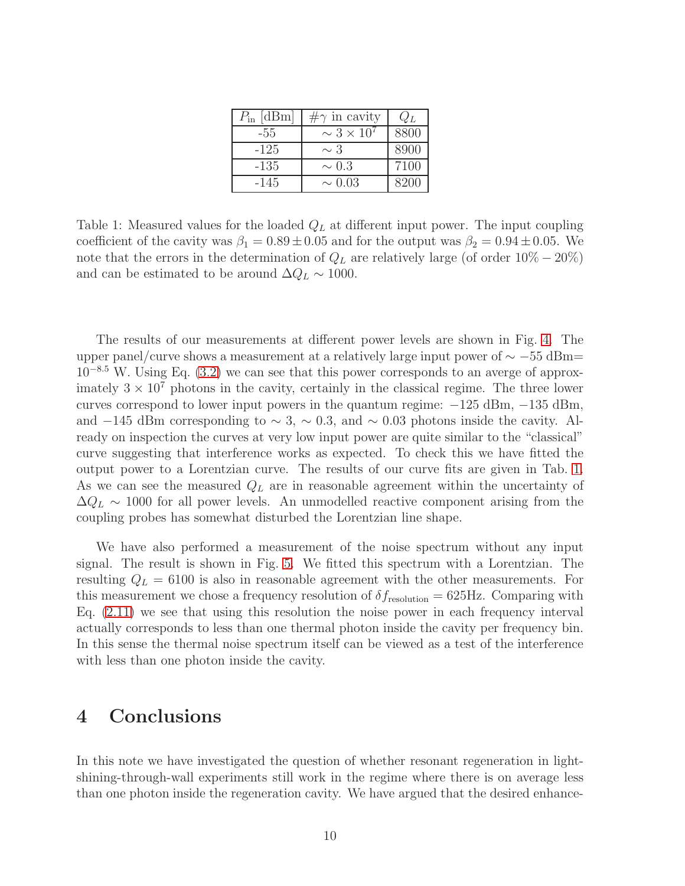| $P_{\rm in}$ [dBm] | $\#\gamma$ in cavity | $Q_L$ |
|---|---|---|
| -55 | $\sim 3 \times 10^7$ | 8800 |
| -125 | $\sim 3$ | 8900 |
| -135 | $\sim 0.3$ | 7100 |
| -145 | $\sim 0.03$ | 8200 |

Table 1: Measured values for the loaded $Q_L$ at different input power. The input coupling coefficient of the cavity was $\beta_1 = 0.89 \pm 0.05$ and for the output was $\beta_2 = 0.94 \pm 0.05$. We note that the errors in the determination of $Q_L$ are relatively large (of order $10\% - 20\%$) and can be estimated to be around $\Delta Q_L \sim 1000$.

The results of our measurements at different power levels are shown in Fig. 4. The upper panel/curve shows a measurement at a relatively large input power of $\sim -55$ dBm$=$ $10^{-8.5}$ W. Using Eq. (3.2) we can see that this power corresponds to an averge of approximately $3 \times 10^7$ photons in the cavity, certainly in the classical regime. The three lower curves correspond to lower input powers in the quantum regime: $-125$ dBm, $-135$ dBm, and $-145$ dBm corresponding to $\sim 3$, $\sim 0.3$, and $\sim 0.03$ photons inside the cavity. Already on inspection the curves at very low input power are quite similar to the "classical" curve suggesting that interference works as expected. To check this we have fitted the output power to a Lorentzian curve. The results of our curve fits are given in Tab. 1. As we can see the measured $Q_L$ are in reasonable agreement within the uncertainty of $\Delta Q_L \sim 1000$ for all power levels. An unmodelled reactive component arising from the coupling probes has somewhat disturbed the Lorentzian line shape.

We have also performed a measurement of the noise spectrum without any input signal. The result is shown in Fig. 5. We fitted this spectrum with a Lorentzian. The resulting $Q_L = 6100$ is also in reasonable agreement with the other measurements. For this measurement we chose a frequency resolution of $\delta f_{\rm resolution} = 625$Hz. Comparing with Eq. (2.11) we see that using this resolution the noise power in each frequency interval actually corresponds to less than one thermal photon inside the cavity per frequency bin. In this sense the thermal noise spectrum itself can be viewed as a test of the interference with less than one photon inside the cavity.

# 4 Conclusions

In this note we have investigated the question of whether resonant regeneration in light-shining-through-wall experiments still work in the regime where there is on average less than one photon inside the regeneration cavity. We have argued that the desired enhance-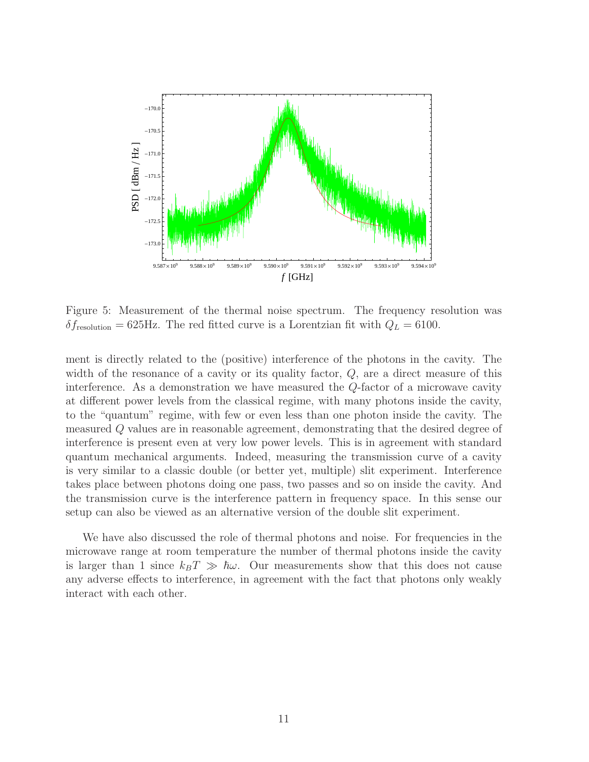Figure 5: Measurement of the thermal noise spectrum. The frequency resolution was $\delta f_{\text{resolution}} = 625\text{Hz}$. The red fitted curve is a Lorentzian fit with $Q_L = 6100$.

ment is directly related to the (positive) interference of the photons in the cavity. The width of the resonance of a cavity or its quality factor, $Q$, are a direct measure of this interference. As a demonstration we have measured the $Q$-factor of a microwave cavity at different power levels from the classical regime, with many photons inside the cavity, to the "quantum" regime, with few or even less than one photon inside the cavity. The measured $Q$ values are in reasonable agreement, demonstrating that the desired degree of interference is present even at very low power levels. This is in agreement with standard quantum mechanical arguments. Indeed, measuring the transmission curve of a cavity is very similar to a classic double (or better yet, multiple) slit experiment. Interference takes place between photons doing one pass, two passes and so on inside the cavity. And the transmission curve is the interference pattern in frequency space. In this sense our setup can also be viewed as an alternative version of the double slit experiment.

We have also discussed the role of thermal photons and noise. For frequencies in the microwave range at room temperature the number of thermal photons inside the cavity is larger than 1 since $k_B T \gg \hbar\omega$. Our measurements show that this does not cause any adverse effects to interference, in agreement with the fact that photons only weakly interact with each other.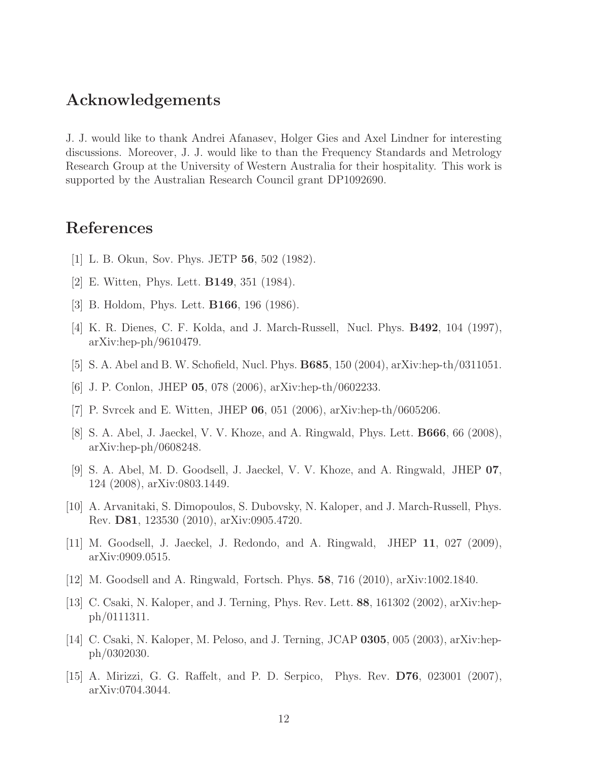## Acknowledgements

J. J. would like to thank Andrei Afanasev, Holger Gies and Axel Lindner for interesting discussions. Moreover, J. J. would like to than the Frequency Standards and Metrology Research Group at the University of Western Australia for their hospitality. This work is supported by the Australian Research Council grant DP1092690.

## References

[1] L. B. Okun, Sov. Phys. JETP **56**, 502 (1982).

[2] E. Witten, Phys. Lett. **B149**, 351 (1984).

[3] B. Holdom, Phys. Lett. **B166**, 196 (1986).

[4] K. R. Dienes, C. F. Kolda, and J. March-Russell, Nucl. Phys. **B492**, 104 (1997), arXiv:hep-ph/9610479.

[5] S. A. Abel and B. W. Schofield, Nucl. Phys. **B685**, 150 (2004), arXiv:hep-th/0311051.

[6] J. P. Conlon, JHEP **05**, 078 (2006), arXiv:hep-th/0602233.

[7] P. Svrcek and E. Witten, JHEP **06**, 051 (2006), arXiv:hep-th/0605206.

[8] S. A. Abel, J. Jaeckel, V. V. Khoze, and A. Ringwald, Phys. Lett. **B666**, 66 (2008), arXiv:hep-ph/0608248.

[9] S. A. Abel, M. D. Goodsell, J. Jaeckel, V. V. Khoze, and A. Ringwald, JHEP **07**, 124 (2008), arXiv:0803.1449.

[10] A. Arvanitaki, S. Dimopoulos, S. Dubovsky, N. Kaloper, and J. March-Russell, Phys. Rev. **D81**, 123530 (2010), arXiv:0905.4720.

[11] M. Goodsell, J. Jaeckel, J. Redondo, and A. Ringwald, JHEP **11**, 027 (2009), arXiv:0909.0515.

[12] M. Goodsell and A. Ringwald, Fortsch. Phys. **58**, 716 (2010), arXiv:1002.1840.

[13] C. Csaki, N. Kaloper, and J. Terning, Phys. Rev. Lett. **88**, 161302 (2002), arXiv:hep-ph/0111311.

[14] C. Csaki, N. Kaloper, M. Peloso, and J. Terning, JCAP **0305**, 005 (2003), arXiv:hep-ph/0302030.

[15] A. Mirizzi, G. G. Raffelt, and P. D. Serpico, Phys. Rev. **D76**, 023001 (2007), arXiv:0704.3044.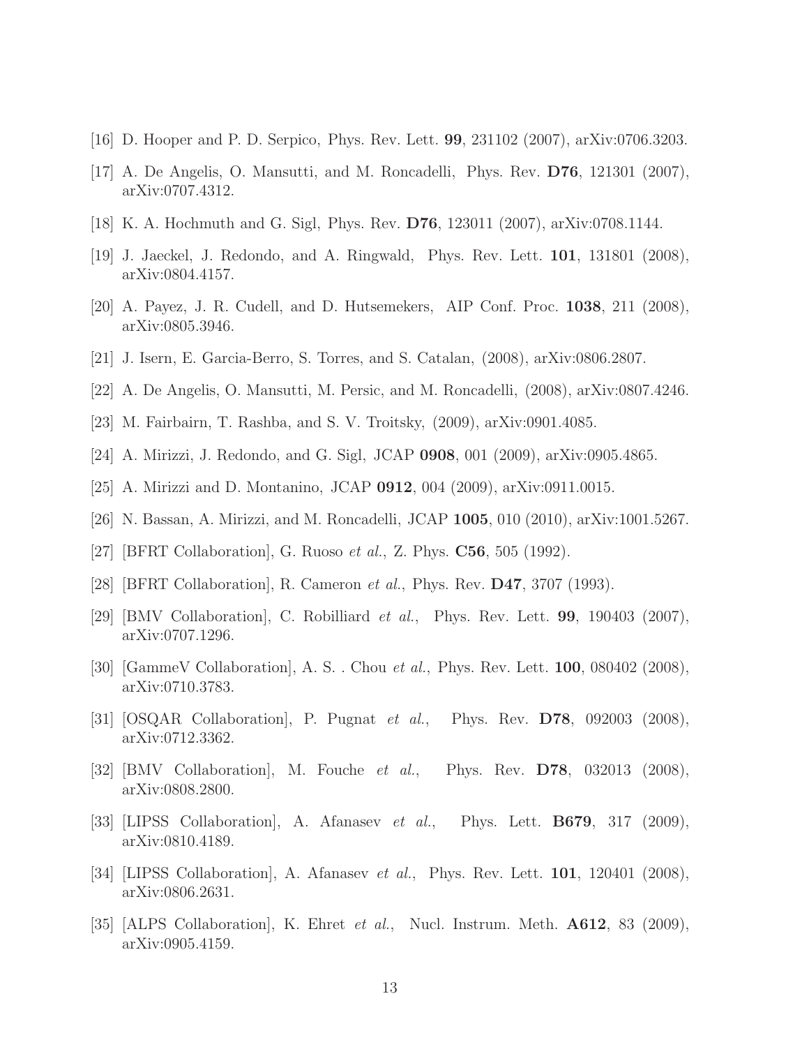[16] D. Hooper and P. D. Serpico, Phys. Rev. Lett. **99**, 231102 (2007), arXiv:0706.3203.

[17] A. De Angelis, O. Mansutti, and M. Roncadelli, Phys. Rev. **D76**, 121301 (2007), arXiv:0707.4312.

[18] K. A. Hochmuth and G. Sigl, Phys. Rev. **D76**, 123011 (2007), arXiv:0708.1144.

[19] J. Jaeckel, J. Redondo, and A. Ringwald, Phys. Rev. Lett. **101**, 131801 (2008), arXiv:0804.4157.

[20] A. Payez, J. R. Cudell, and D. Hutsemekers, AIP Conf. Proc. **1038**, 211 (2008), arXiv:0805.3946.

[21] J. Isern, E. Garcia-Berro, S. Torres, and S. Catalan, (2008), arXiv:0806.2807.

[22] A. De Angelis, O. Mansutti, M. Persic, and M. Roncadelli, (2008), arXiv:0807.4246.

[23] M. Fairbairn, T. Rashba, and S. V. Troitsky, (2009), arXiv:0901.4085.

[24] A. Mirizzi, J. Redondo, and G. Sigl, JCAP **0908**, 001 (2009), arXiv:0905.4865.

[25] A. Mirizzi and D. Montanino, JCAP **0912**, 004 (2009), arXiv:0911.0015.

[26] N. Bassan, A. Mirizzi, and M. Roncadelli, JCAP **1005**, 010 (2010), arXiv:1001.5267.

[27] [BFRT Collaboration], G. Ruoso *et al.*, Z. Phys. **C56**, 505 (1992).

[28] [BFRT Collaboration], R. Cameron *et al.*, Phys. Rev. **D47**, 3707 (1993).

[29] [BMV Collaboration], C. Robilliard *et al.*, Phys. Rev. Lett. **99**, 190403 (2007), arXiv:0707.1296.

[30] [GammeV Collaboration], A. S. . Chou *et al.*, Phys. Rev. Lett. **100**, 080402 (2008), arXiv:0710.3783.

[31] [OSQAR Collaboration], P. Pugnat *et al.*, Phys. Rev. **D78**, 092003 (2008), arXiv:0712.3362.

[32] [BMV Collaboration], M. Fouche *et al.*, Phys. Rev. **D78**, 032013 (2008), arXiv:0808.2800.

[33] [LIPSS Collaboration], A. Afanasev *et al.*, Phys. Lett. **B679**, 317 (2009), arXiv:0810.4189.

[34] [LIPSS Collaboration], A. Afanasev *et al.*, Phys. Rev. Lett. **101**, 120401 (2008), arXiv:0806.2631.

[35] [ALPS Collaboration], K. Ehret *et al.*, Nucl. Instrum. Meth. **A612**, 83 (2009), arXiv:0905.4159.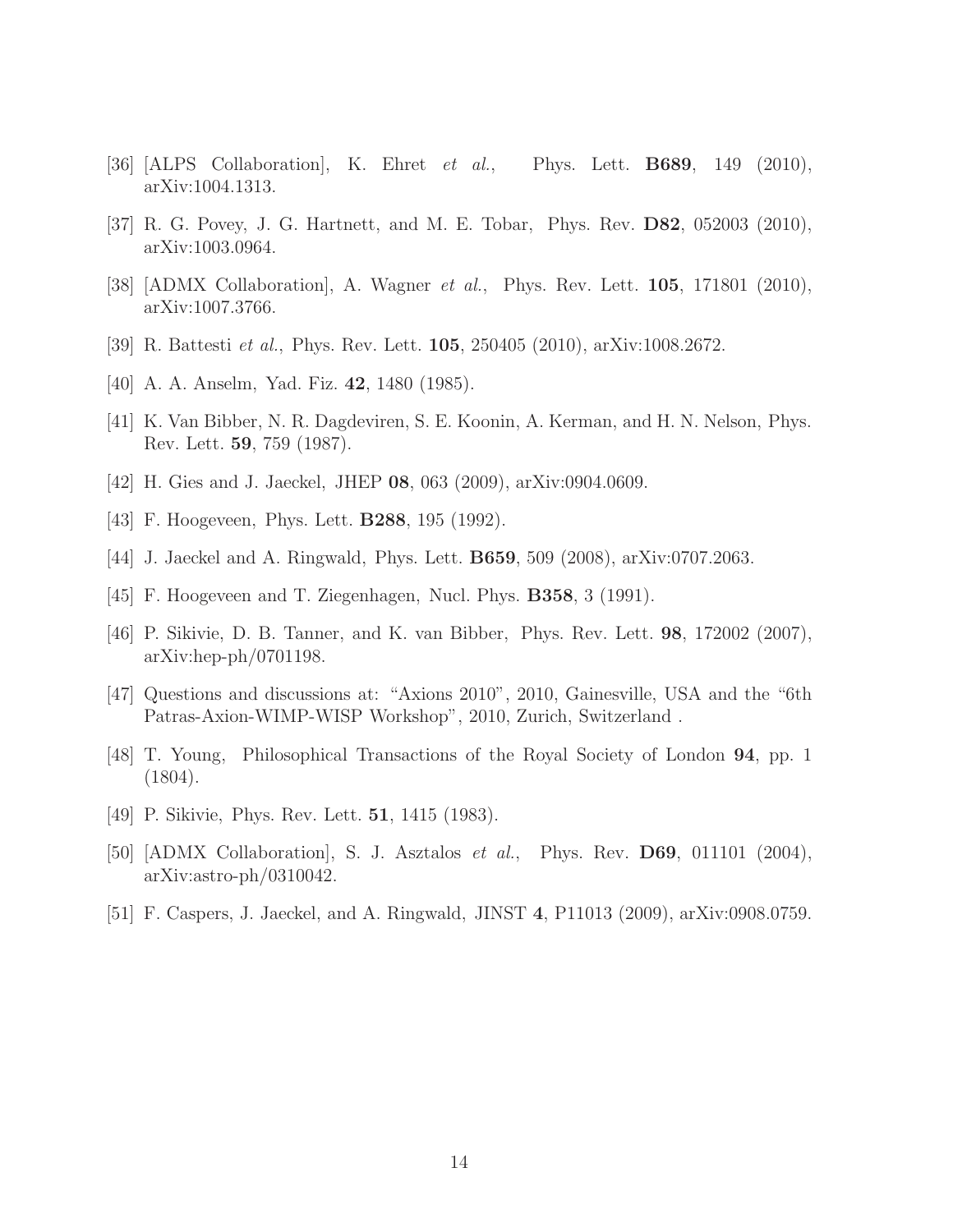[36] [ALPS Collaboration], K. Ehret *et al.*, Phys. Lett. **B689**, 149 (2010), arXiv:1004.1313.

[37] R. G. Povey, J. G. Hartnett, and M. E. Tobar, Phys. Rev. **D82**, 052003 (2010), arXiv:1003.0964.

[38] [ADMX Collaboration], A. Wagner *et al.*, Phys. Rev. Lett. **105**, 171801 (2010), arXiv:1007.3766.

[39] R. Battesti *et al.*, Phys. Rev. Lett. **105**, 250405 (2010), arXiv:1008.2672.

[40] A. A. Anselm, Yad. Fiz. **42**, 1480 (1985).

[41] K. Van Bibber, N. R. Dagdeviren, S. E. Koonin, A. Kerman, and H. N. Nelson, Phys. Rev. Lett. **59**, 759 (1987).

[42] H. Gies and J. Jaeckel, JHEP **08**, 063 (2009), arXiv:0904.0609.

[43] F. Hoogeveen, Phys. Lett. **B288**, 195 (1992).

[44] J. Jaeckel and A. Ringwald, Phys. Lett. **B659**, 509 (2008), arXiv:0707.2063.

[45] F. Hoogeveen and T. Ziegenhagen, Nucl. Phys. **B358**, 3 (1991).

[46] P. Sikivie, D. B. Tanner, and K. van Bibber, Phys. Rev. Lett. **98**, 172002 (2007), arXiv:hep-ph/0701198.

[47] Questions and discussions at: "Axions 2010", 2010, Gainesville, USA and the "6th Patras-Axion-WIMP-WISP Workshop", 2010, Zurich, Switzerland .

[48] T. Young, Philosophical Transactions of the Royal Society of London **94**, pp. 1 (1804).

[49] P. Sikivie, Phys. Rev. Lett. **51**, 1415 (1983).

[50] [ADMX Collaboration], S. J. Asztalos *et al.*, Phys. Rev. **D69**, 011101 (2004), arXiv:astro-ph/0310042.

[51] F. Caspers, J. Jaeckel, and A. Ringwald, JINST **4**, P11013 (2009), arXiv:0908.0759.